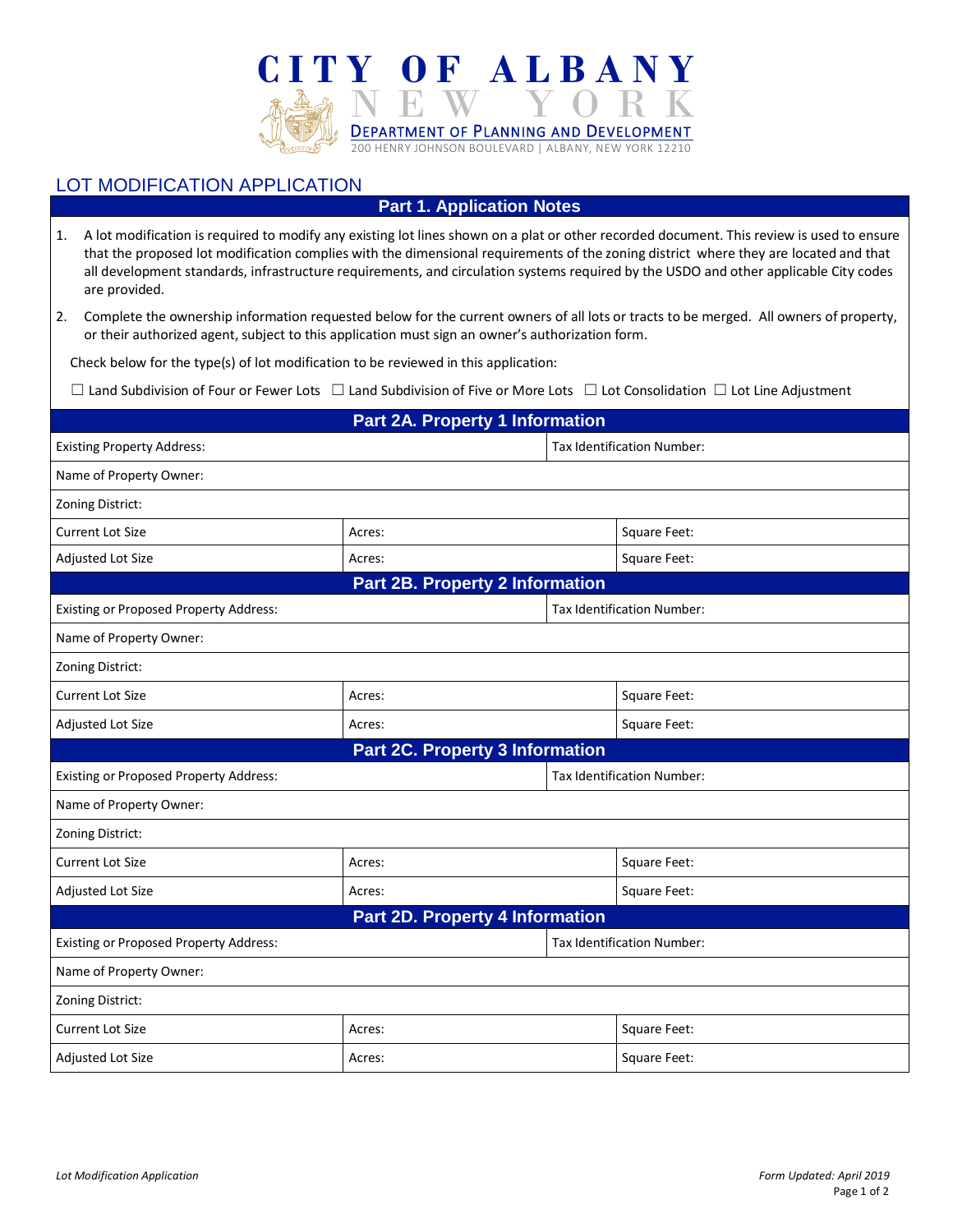# CITY OF ALBANY
## NEW YORK
### DEPARTMENT OF PLANNING AND DEVELOPMENT
200 HENRY JOHNSON BOULEVARD | ALBANY, NEW YORK 12210

## LOT MODIFICATION APPLICATION

### Part 1. Application Notes

1. A lot modification is required to modify any existing lot lines shown on a plat or other recorded document. This review is used to ensure that the proposed lot modification complies with the dimensional requirements of the zoning district where they are located and that all development standards, infrastructure requirements, and circulation systems required by the USDO and other applicable City codes are provided.
2. Complete the ownership information requested below for the current owners of all lots or tracts to be merged. All owners of property, or their authorized agent, subject to this application must sign an owner's authorization form.

Check below for the type(s) of lot modification to be reviewed in this application:

☐ Land Subdivision of Four or Fewer Lots ☐ Land Subdivision of Five or More Lots ☐ Lot Consolidation ☐ Lot Line Adjustment

### Part 2A. Property 1 Information

| Existing Property Address: | | Tax Identification Number: |
|---|---|---|
| Name of Property Owner: | | |
| Zoning District: | | |
| Current Lot Size | Acres: | Square Feet: |
| Adjusted Lot Size | Acres: | Square Feet: |

### Part 2B. Property 2 Information

| Existing or Proposed Property Address: | | Tax Identification Number: |
|---|---|---|
| Name of Property Owner: | | |
| Zoning District: | | |
| Current Lot Size | Acres: | Square Feet: |
| Adjusted Lot Size | Acres: | Square Feet: |

### Part 2C. Property 3 Information

| Existing or Proposed Property Address: | | Tax Identification Number: |
|---|---|---|
| Name of Property Owner: | | |
| Zoning District: | | |
| Current Lot Size | Acres: | Square Feet: |
| Adjusted Lot Size | Acres: | Square Feet: |

### Part 2D. Property 4 Information

| Existing or Proposed Property Address: | | Tax Identification Number: |
|---|---|---|
| Name of Property Owner: | | |
| Zoning District: | | |
| Current Lot Size | Acres: | Square Feet: |
| Adjusted Lot Size | Acres: | Square Feet: |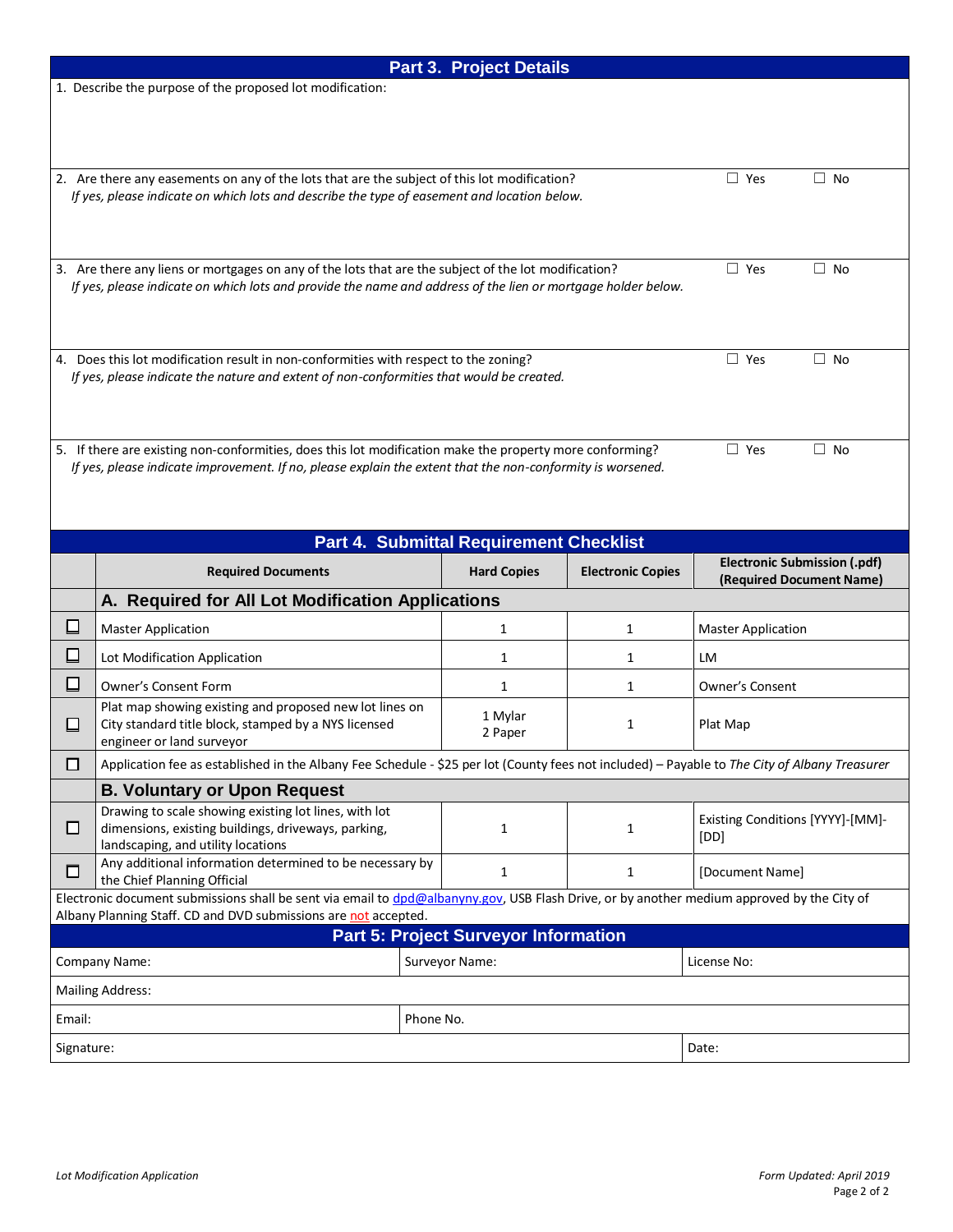## Part 3. Project Details

1. Describe the purpose of the proposed lot modification:

2. Are there any easements on any of the lots that are the subject of this lot modification? ☐ Yes ☐ No
   *If yes, please indicate on which lots and describe the type of easement and location below.*

3. Are there any liens or mortgages on any of the lots that are the subject of the lot modification? ☐ Yes ☐ No
   *If yes, please indicate on which lots and provide the name and address of the lien or mortgage holder below.*

4. Does this lot modification result in non-conformities with respect to the zoning? ☐ Yes ☐ No
   *If yes, please indicate the nature and extent of non-conformities that would be created.*

5. If there are existing non-conformities, does this lot modification make the property more conforming? ☐ Yes ☐ No
   *If yes, please indicate improvement. If no, please explain the extent that the non-conformity is worsened.*

## Part 4. Submittal Requirement Checklist

| | Required Documents | Hard Copies | Electronic Copies | Electronic Submission (.pdf) (Required Document Name) |
|---|---|---|---|---|
| | **A. Required for All Lot Modification Applications** | | | |
| ☐ | Master Application | 1 | 1 | Master Application |
| ☐ | Lot Modification Application | 1 | 1 | LM |
| ☐ | Owner's Consent Form | 1 | 1 | Owner's Consent |
| ☐ | Plat map showing existing and proposed new lot lines on City standard title block, stamped by a NYS licensed engineer or land surveyor | 1 Mylar 2 Paper | 1 | Plat Map |
| ☐ | Application fee as established in the Albany Fee Schedule - $25 per lot (County fees not included) – Payable to *The City of Albany Treasurer* | | | |
| | **B. Voluntary or Upon Request** | | | |
| ☐ | Drawing to scale showing existing lot lines, with lot dimensions, existing buildings, driveways, parking, landscaping, and utility locations | 1 | 1 | Existing Conditions [YYYY]-[MM]-[DD] |
| ☐ | Any additional information determined to be necessary by the Chief Planning Official | 1 | 1 | [Document Name] |

Electronic document submissions shall be sent via email to dpd@albanyny.gov, USB Flash Drive, or by another medium approved by the City of Albany Planning Staff. CD and DVD submissions are not accepted.

## Part 5: Project Surveyor Information

| | | |
|---|---|---|
| Company Name: | Surveyor Name: | License No: |
| Mailing Address: | | |
| Email: | Phone No. | |
| Signature: | | Date: |

*Lot Modification Application*

*Form Updated: April 2019*